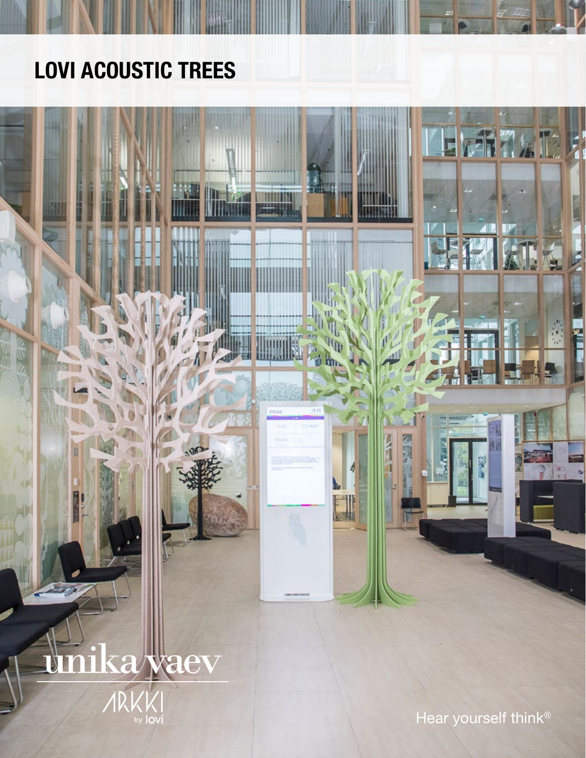# LOVI ACOUSTIC TREES

unika vaev

ARKKI by lovi

Hear yourself think®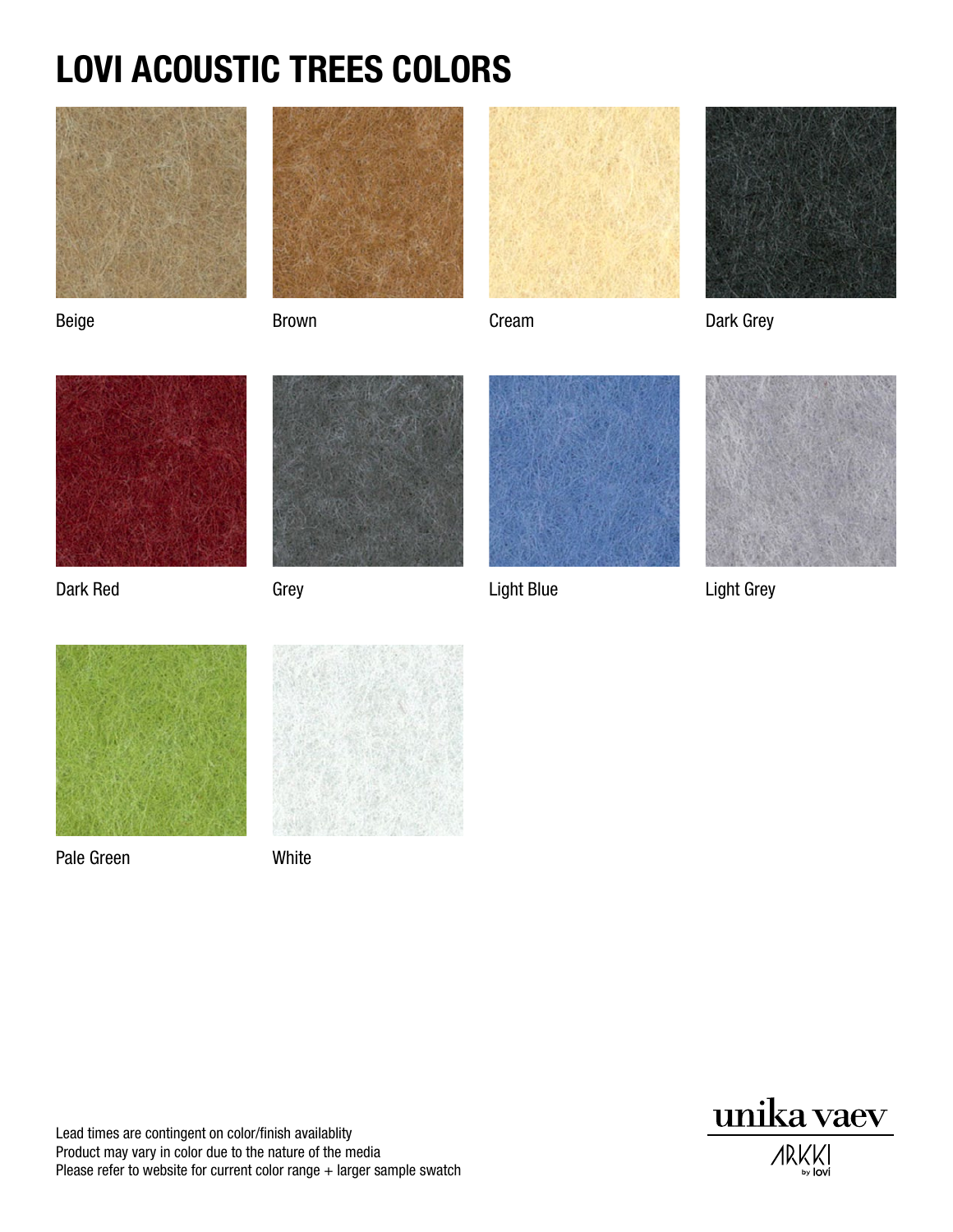# LOVI ACOUSTIC TREES COLORS

Beige

Brown

Cream

Dark Grey

Dark Red

Grey

Light Blue

Light Grey

Pale Green

White

Lead times are contingent on color/finish availablity
Product may vary in color due to the nature of the media
Please refer to website for current color range + larger sample swatch

unika vaev

ARKKI by lovi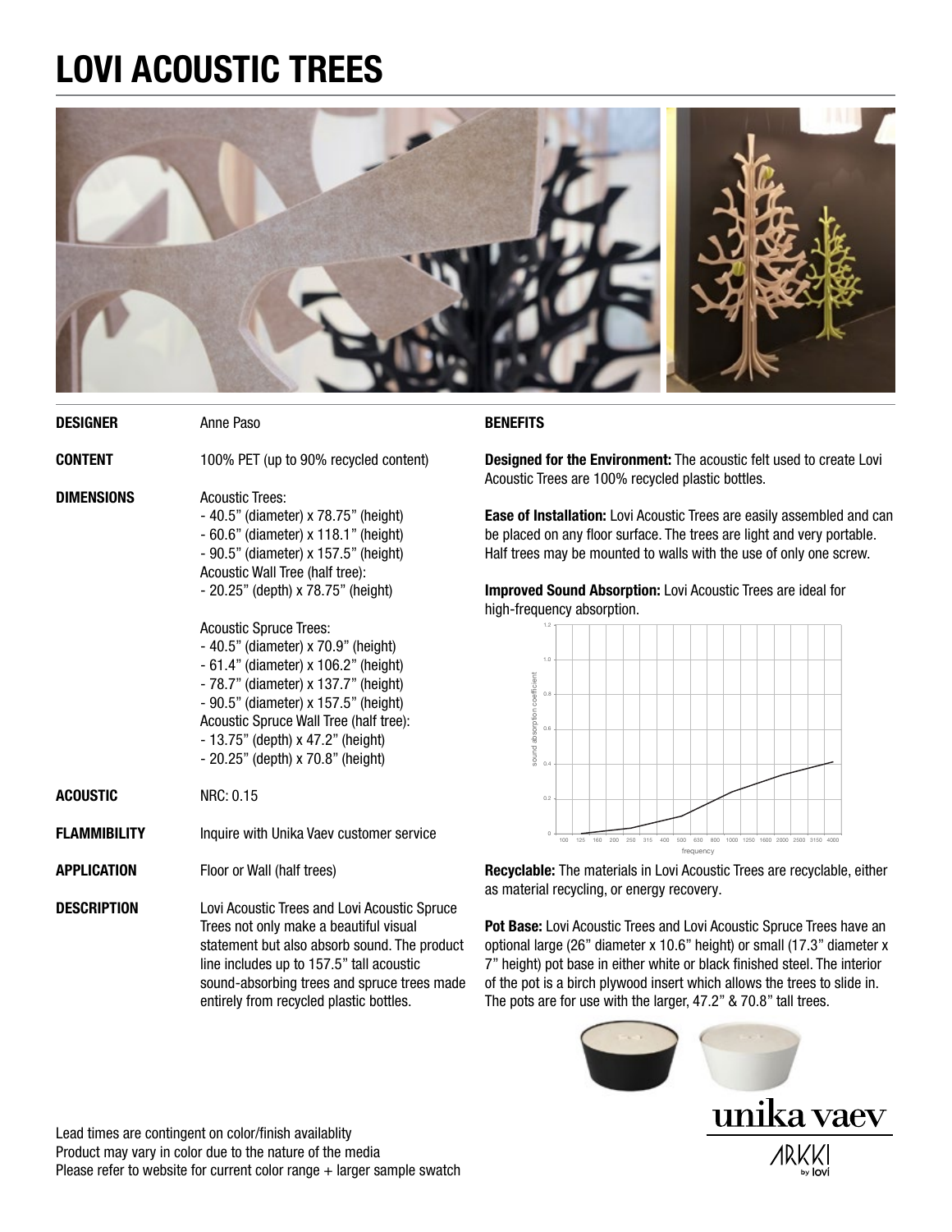# LOVI ACOUSTIC TREES

**DESIGNER** Anne Paso

**CONTENT** 100% PET (up to 90% recycled content)

**DIMENSIONS** Acoustic Trees:
- 40.5" (diameter) x 78.75" (height)
- 60.6" (diameter) x 118.1" (height)
- 90.5" (diameter) x 157.5" (height)

Acoustic Wall Tree (half tree):
- 20.25" (depth) x 78.75" (height)

Acoustic Spruce Trees:
- 40.5" (diameter) x 70.9" (height)
- 61.4" (diameter) x 106.2" (height)
- 78.7" (diameter) x 137.7" (height)
- 90.5" (diameter) x 157.5" (height)

Acoustic Spruce Wall Tree (half tree):
- 13.75" (depth) x 47.2" (height)
- 20.25" (depth) x 70.8" (height)

**ACOUSTIC** NRC: 0.15

**FLAMMIBILITY** Inquire with Unika Vaev customer service

**APPLICATION** Floor or Wall (half trees)

**DESCRIPTION** Lovi Acoustic Trees and Lovi Acoustic Spruce Trees not only make a beautiful visual statement but also absorb sound. The product line includes up to 157.5" tall acoustic sound-absorbing trees and spruce trees made entirely from recycled plastic bottles.

**BENEFITS**

**Designed for the Environment:** The acoustic felt used to create Lovi Acoustic Trees are 100% recycled plastic bottles.

**Ease of Installation:** Lovi Acoustic Trees are easily assembled and can be placed on any floor surface. The trees are light and very portable. Half trees may be mounted to walls with the use of only one screw.

**Improved Sound Absorption:** Lovi Acoustic Trees are ideal for high-frequency absorption.

sound absorption coefficient
1.2
1.0
0.8
0.6
0.4
0.2
0
100 125 160 200 250 315 400 500 630 800 1000 1250 1600 2000 2500 3150 4000
frequency

**Recyclable:** The materials in Lovi Acoustic Trees are recyclable, either as material recycling, or energy recovery.

**Pot Base:** Lovi Acoustic Trees and Lovi Acoustic Spruce Trees have an optional large (26" diameter x 10.6" height) or small (17.3" diameter x 7" height) pot base in either white or black finished steel. The interior of the pot is a birch plywood insert which allows the trees to slide in. The pots are for use with the larger, 47.2" & 70.8" tall trees.

Lead times are contingent on color/finish availablity
Product may vary in color due to the nature of the media
Please refer to website for current color range + larger sample swatch

unika vaev

ARKKI by lovi